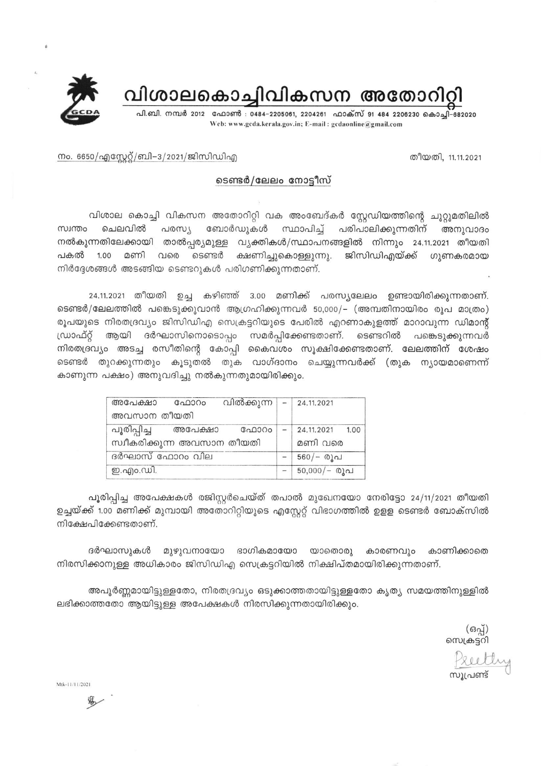# വിശാലകൊച്ചിവികസന അതോറിറ്റി

പി.ബി. നമ്പർ 2012 ഫോൺ : 0484-2205061, 2204261 ഫാക്സ് 91 484 2206230 കൊച്ചി-682020
Web: www.gcda.kerala.gov.in; E-mail : gcdaonline@gmail.com

നം. 6650/എസ്റ്റേറ്റ്/ബി-3/2021/ജിസിഡിഎ

തീയതി, 11.11.2021

## ടെണ്ടർ/ലേലം നോട്ടീസ്

വിശാല കൊച്ചി വികസന അതോറിറ്റി വക അംബേദ്കർ സ്റ്റേഡിയത്തിന്റെ ചുറ്റുമതിലിൽ സ്വന്തം ചെലവിൽ പരസ്യ ബോർഡുകൾ സ്ഥാപിച്ച് പരിപാലിക്കുന്നതിന് അനുവാദം നൽകുന്നതിലേക്കായി താൽപ്പര്യമുള്ള വ്യക്തികൾ/സ്ഥാപനങ്ങളിൽ നിന്നും 24.11.2021 തീയതി പകൽ 1.00 മണി വരെ ടെണ്ടർ ക്ഷണിച്ചുകൊള്ളുന്നു. ജിസിഡിഎയ്ക്ക് ഗുണകരമായ നിർദ്ദേശങ്ങൾ അടങ്ങിയ ടെണ്ടറുകൾ പരിഗണിക്കുന്നതാണ്.

24.11.2021 തീയതി ഉച്ച കഴിഞ്ഞ് 3.00 മണിക്ക് പരസ്യലേലം ഉണ്ടായിരിക്കുന്നതാണ്. ടെണ്ടർ/ലേലത്തിൽ പങ്കെടുക്കുവാൻ ആഗ്രഹിക്കുന്നവർ 50,000/- (അമ്പതിനായിരം രൂപ മാത്രം) രൂപയുടെ നിരതദ്രവ്യം ജിസിഡിഎ സെക്രട്ടറിയുടെ പേരിൽ എറണാകുളത്ത് മാറാവുന്ന ഡിമാന്റ് ഡ്രാഫ്റ്റ് ആയി ദർഘാസിനൊടൊപ്പം സമർപ്പിക്കേണ്ടതാണ്. ടെണ്ടറിൽ പങ്കെടുക്കുന്നവർ നിരതദ്രവ്യം അടച്ച രസീതിന്റെ കോപ്പി കൈവശം സൂക്ഷിക്കേണ്ടതാണ്. ലേലത്തിന് ശേഷം ടെണ്ടർ തുറക്കുന്നതും കൂടുതൽ തുക വാഗ്ദാനം ചെയ്യുന്നവർക്ക് (തുക ന്യായമാണെന്ന് കാണുന്ന പക്ഷം) അനുവദിച്ചു നൽകുന്നതുമായിരിക്കും.

| | | |
|---|---|---|
| അപേക്ഷാ ഫോറം വിൽക്കുന്ന അവസാന തീയതി | - | 24.11.2021 |
| പൂരിപ്പിച്ച അപേക്ഷാ ഫോറം സ്വീകരിക്കുന്ന അവസാന തീയതി | - | 24.11.2021 1.00 മണി വരെ |
| ദർഘാസ് ഫോറം വില | - | 560/- രൂപ |
| ഇ.എം.ഡി. | - | 50,000/- രൂപ |

പൂരിപ്പിച്ച അപേക്ഷകൾ രജിസ്റ്റർചെയ്ത് തപാൽ മുഖേനയോ നേരിട്ടോ 24/11/2021 തീയതി ഉച്ചയ്ക്ക് 1.00 മണിക്ക് മുമ്പായി അതോറിറ്റിയുടെ എസ്റ്റേറ്റ് വിഭാഗത്തിൽ ഉള്ള ടെണ്ടർ ബോക്സിൽ നിക്ഷേപിക്കേണ്ടതാണ്.

ദർഘാസുകൾ മുഴുവനായോ ഭാഗികമായോ യാതൊരു കാരണവും കാണിക്കാതെ നിരസിക്കാനുള്ള അധികാരം ജിസിഡിഎ സെക്രട്ടറിയിൽ നിക്ഷിപ്തമായിരിക്കുന്നതാണ്.

അപൂർണ്ണമായിട്ടുള്ളതോ, നിരതദ്രവ്യം ഒടുക്കാത്തതായിട്ടുള്ളതോ കൃത്യ സമയത്തിനുള്ളിൽ ലഭിക്കാത്തതോ ആയിട്ടുള്ള അപേക്ഷകൾ നിരസിക്കുന്നതായിരിക്കും.

(ഒപ്പ്)
സെക്രട്ടറി

Preethy
സൂപ്രണ്ട്

Mtk-11/11/2021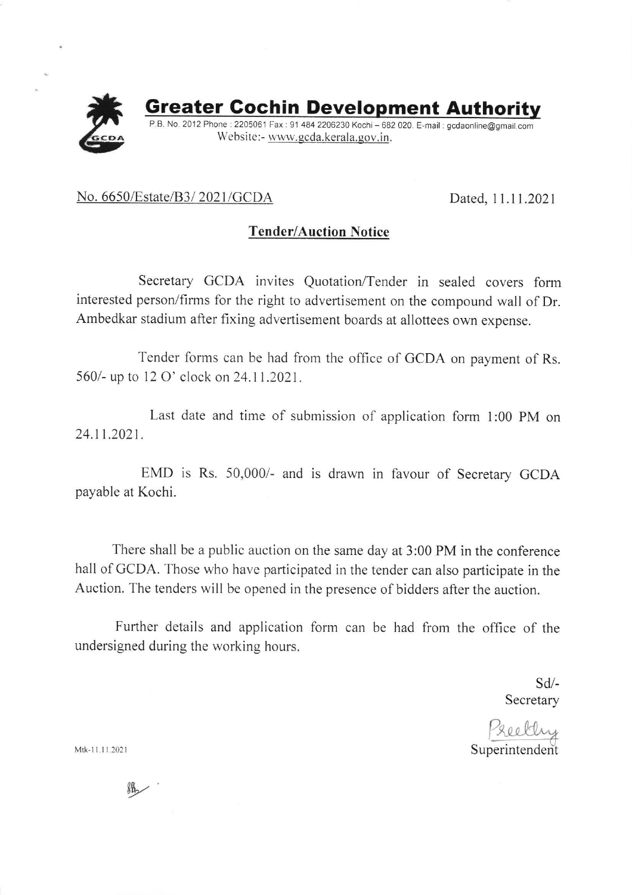# Greater Cochin Development Authority

P.B. No. 2012 Phone : 2205061 Fax : 91 484 2206230 Kochi – 682 020. E-mail : gcdaonline@gmail.com
Website:- www.gcda.kerala.gov.in.

No. 6650/Estate/B3/ 2021/GCDA Dated, 11.11.2021

## Tender/Auction Notice

Secretary GCDA invites Quotation/Tender in sealed covers form interested person/firms for the right to advertisement on the compound wall of Dr. Ambedkar stadium after fixing advertisement boards at allottees own expense.

Tender forms can be had from the office of GCDA on payment of Rs. 560/- up to 12 O' clock on 24.11.2021.

Last date and time of submission of application form 1:00 PM on 24.11.2021.

EMD is Rs. 50,000/- and is drawn in favour of Secretary GCDA payable at Kochi.

There shall be a public auction on the same day at 3:00 PM in the conference hall of GCDA. Those who have participated in the tender can also participate in the Auction. The tenders will be opened in the presence of bidders after the auction.

Further details and application form can be had from the office of the undersigned during the working hours.

Sd/-
Secretary

Preethy
Superintendent

Mtk-11.11.2021